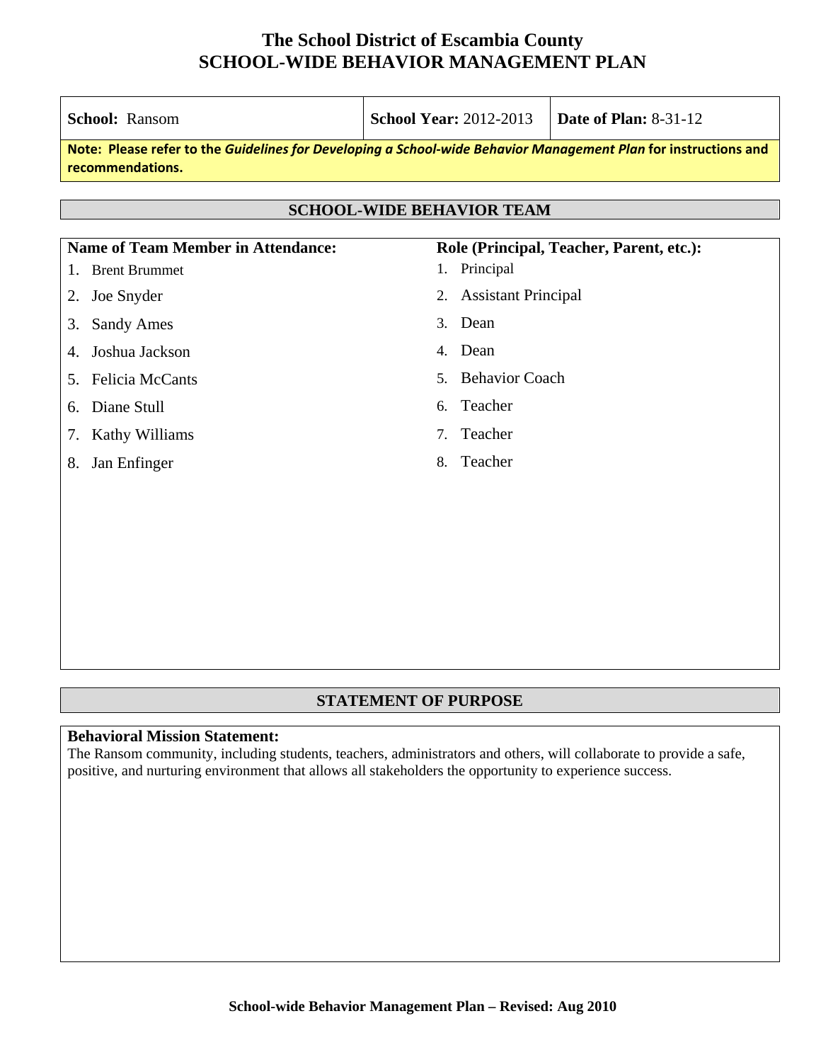# The School District of Escambia County
# SCHOOL-WIDE BEHAVIOR MANAGEMENT PLAN

| **School:** Ransom | **School Year:** 2012-2013 | **Date of Plan:** 8-31-12 |
|---|---|---|

**Note: Please refer to the *Guidelines for Developing a School-wide Behavior Management Plan* for instructions and recommendations.**

## SCHOOL-WIDE BEHAVIOR TEAM

| Name of Team Member in Attendance: | Role (Principal, Teacher, Parent, etc.): |
|---|---|
| 1. Brent Brummet | 1. Principal |
| 2. Joe Snyder | 2. Assistant Principal |
| 3. Sandy Ames | 3. Dean |
| 4. Joshua Jackson | 4. Dean |
| 5. Felicia McCants | 5. Behavior Coach |
| 6. Diane Stull | 6. Teacher |
| 7. Kathy Williams | 7. Teacher |
| 8. Jan Enfinger | 8. Teacher |

## STATEMENT OF PURPOSE

**Behavioral Mission Statement:**
The Ransom community, including students, teachers, administrators and others, will collaborate to provide a safe, positive, and nurturing environment that allows all stakeholders the opportunity to experience success.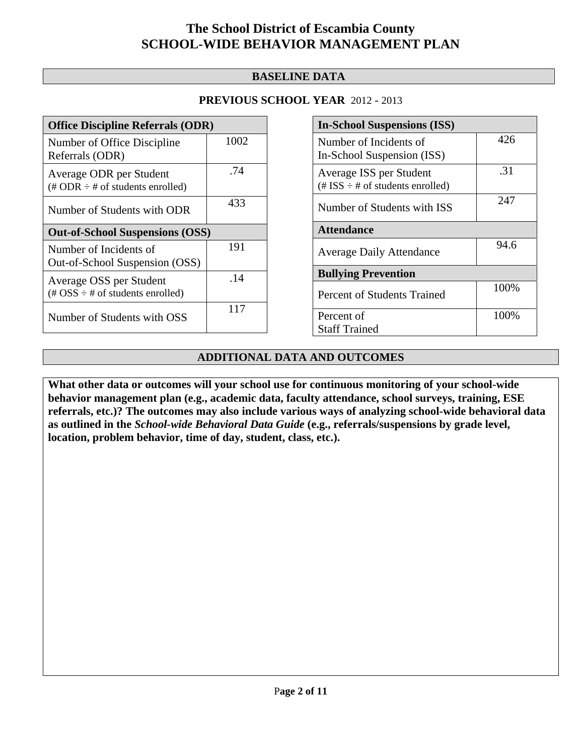# The School District of Escambia County
# SCHOOL-WIDE BEHAVIOR MANAGEMENT PLAN

## BASELINE DATA

### PREVIOUS SCHOOL YEAR 2012 - 2013

| Office Discipline Referrals (ODR) | |
|---|---|
| Number of Office Discipline Referrals (ODR) | 1002 |
| Average ODR per Student (# ODR ÷ # of students enrolled) | .74 |
| Number of Students with ODR | 433 |
| **Out-of-School Suspensions (OSS)** | |
| Number of Incidents of Out-of-School Suspension (OSS) | 191 |
| Average OSS per Student (# OSS ÷ # of students enrolled) | .14 |
| Number of Students with OSS | 117 |

| In-School Suspensions (ISS) | |
|---|---|
| Number of Incidents of In-School Suspension (ISS) | 426 |
| Average ISS per Student (# ISS ÷ # of students enrolled) | .31 |
| Number of Students with ISS | 247 |
| **Attendance** | |
| Average Daily Attendance | 94.6 |
| **Bullying Prevention** | |
| Percent of Students Trained | 100% |
| Percent of Staff Trained | 100% |

## ADDITIONAL DATA AND OUTCOMES

**What other data or outcomes will your school use for continuous monitoring of your school-wide behavior management plan (e.g., academic data, faculty attendance, school surveys, training, ESE referrals, etc.)? The outcomes may also include various ways of analyzing school-wide behavioral data as outlined in the *School-wide Behavioral Data Guide* (e.g., referrals/suspensions by grade level, location, problem behavior, time of day, student, class, etc.).**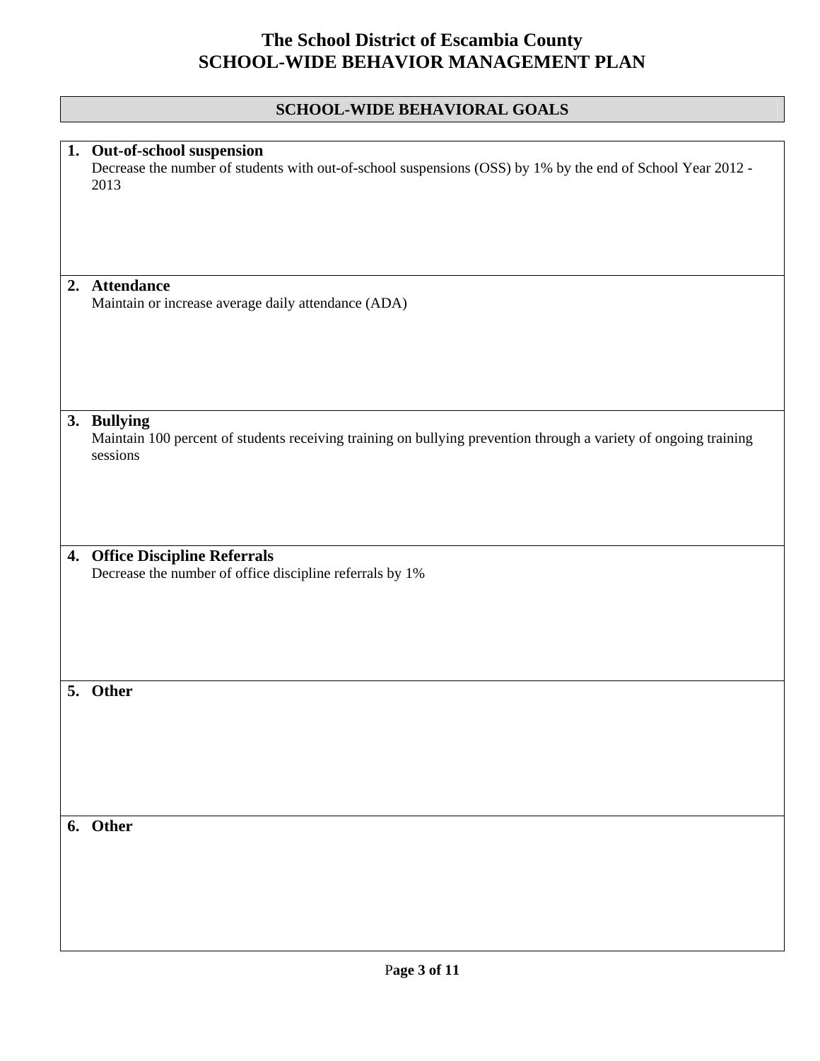# The School District of Escambia County
# SCHOOL-WIDE BEHAVIOR MANAGEMENT PLAN

## SCHOOL-WIDE BEHAVIORAL GOALS

1. **Out-of-school suspension**
   Decrease the number of students with out-of-school suspensions (OSS) by 1% by the end of School Year 2012 - 2013

2. **Attendance**
   Maintain or increase average daily attendance (ADA)

3. **Bullying**
   Maintain 100 percent of students receiving training on bullying prevention through a variety of ongoing training sessions

4. **Office Discipline Referrals**
   Decrease the number of office discipline referrals by 1%

5. **Other**

6. **Other**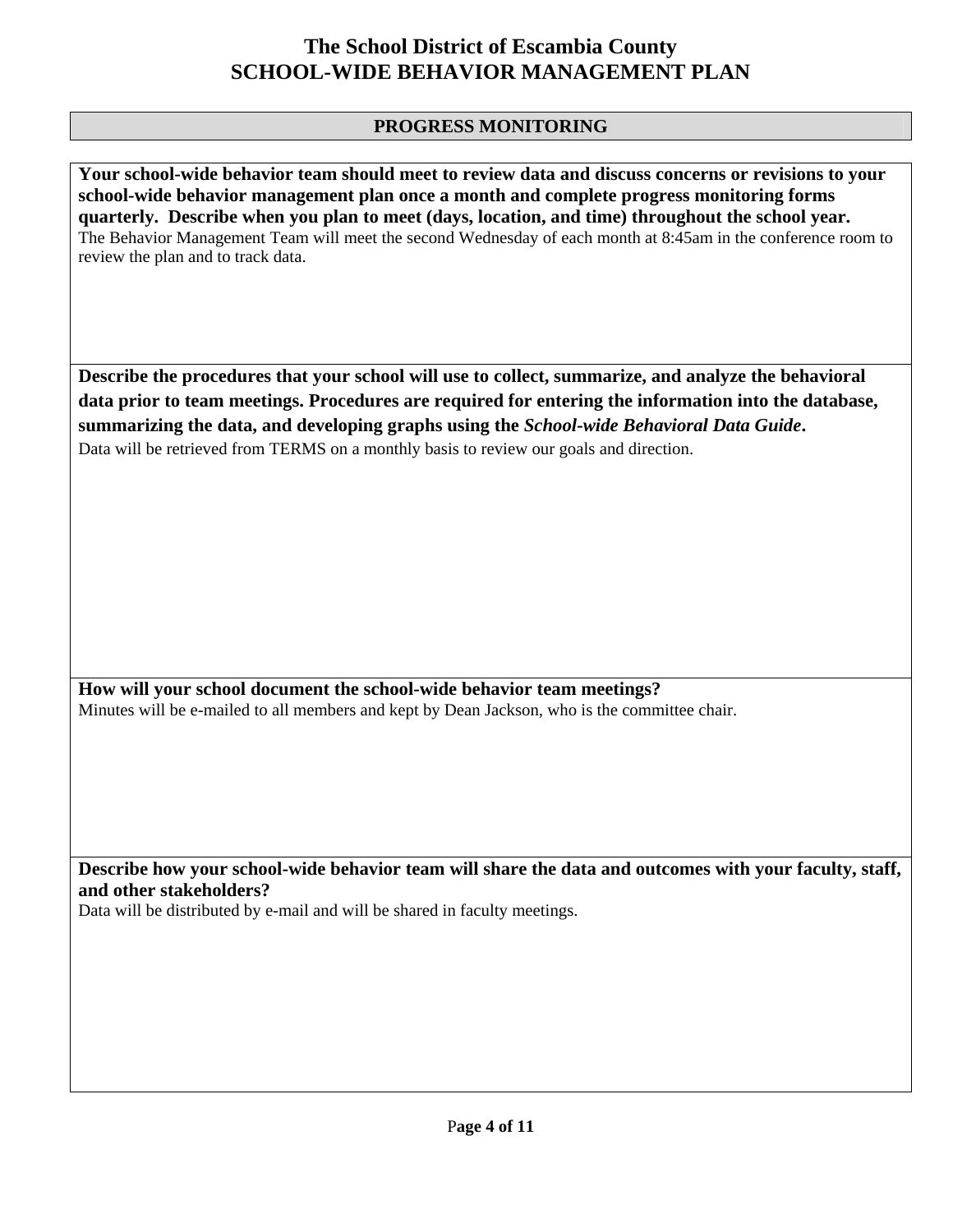# The School District of Escambia County
# SCHOOL-WIDE BEHAVIOR MANAGEMENT PLAN

## PROGRESS MONITORING

**Your school-wide behavior team should meet to review data and discuss concerns or revisions to your school-wide behavior management plan once a month and complete progress monitoring forms quarterly. Describe when you plan to meet (days, location, and time) throughout the school year.**

The Behavior Management Team will meet the second Wednesday of each month at 8:45am in the conference room to review the plan and to track data.

**Describe the procedures that your school will use to collect, summarize, and analyze the behavioral data prior to team meetings. Procedures are required for entering the information into the database, summarizing the data, and developing graphs using the *School-wide Behavioral Data Guide*.**

Data will be retrieved from TERMS on a monthly basis to review our goals and direction.

**How will your school document the school-wide behavior team meetings?**

Minutes will be e-mailed to all members and kept by Dean Jackson, who is the committee chair.

**Describe how your school-wide behavior team will share the data and outcomes with your faculty, staff, and other stakeholders?**

Data will be distributed by e-mail and will be shared in faculty meetings.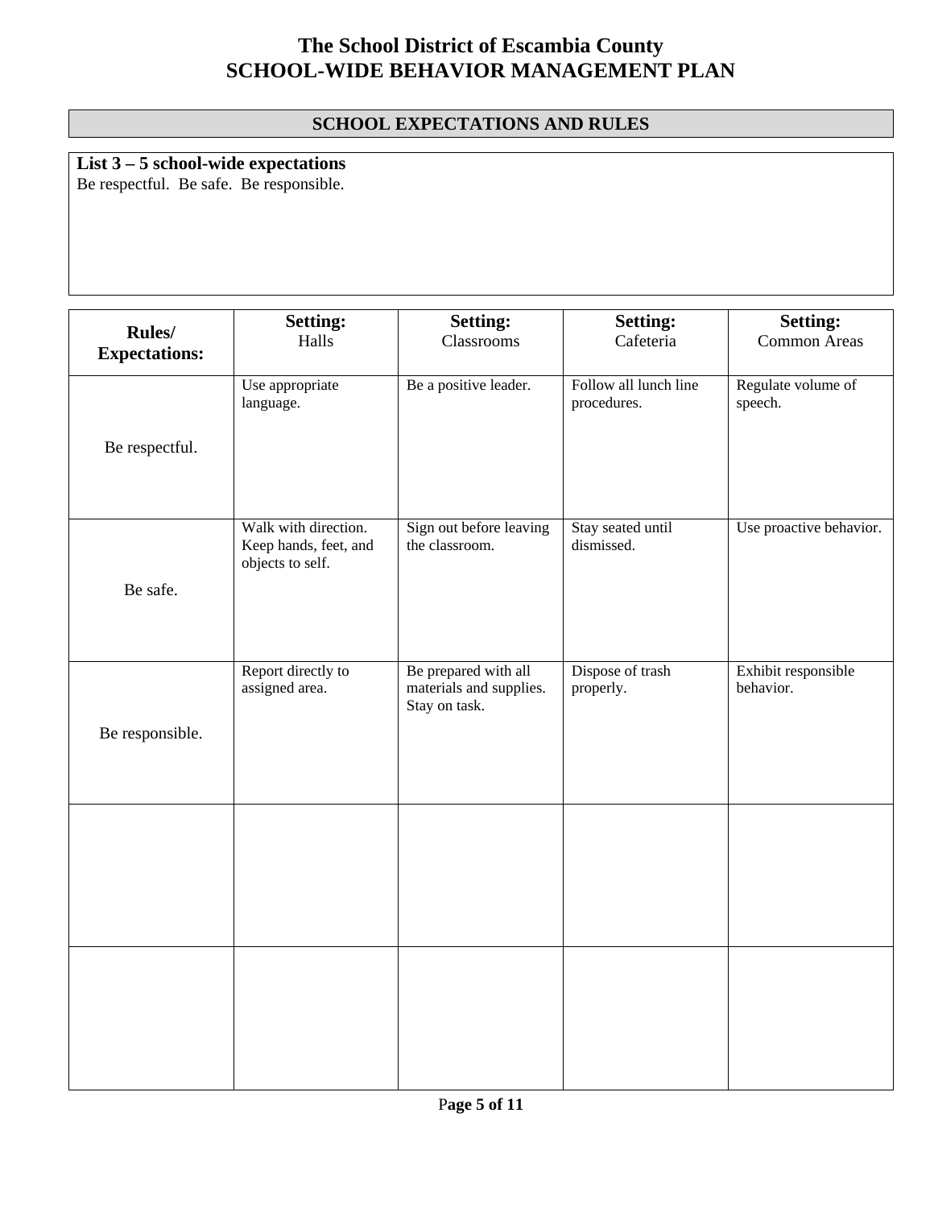# The School District of Escambia County
# SCHOOL-WIDE BEHAVIOR MANAGEMENT PLAN

## SCHOOL EXPECTATIONS AND RULES

**List 3 – 5 school-wide expectations**

Be respectful. Be safe. Be responsible.

| **Rules/ Expectations:** | **Setting:** Halls | **Setting:** Classrooms | **Setting:** Cafeteria | **Setting:** Common Areas |
|---|---|---|---|---|
| Be respectful. | Use appropriate language. | Be a positive leader. | Follow all lunch line procedures. | Regulate volume of speech. |
| Be safe. | Walk with direction. Keep hands, feet, and objects to self. | Sign out before leaving the classroom. | Stay seated until dismissed. | Use proactive behavior. |
| Be responsible. | Report directly to assigned area. | Be prepared with all materials and supplies. Stay on task. | Dispose of trash properly. | Exhibit responsible behavior. |
| | | | | |
| | | | | |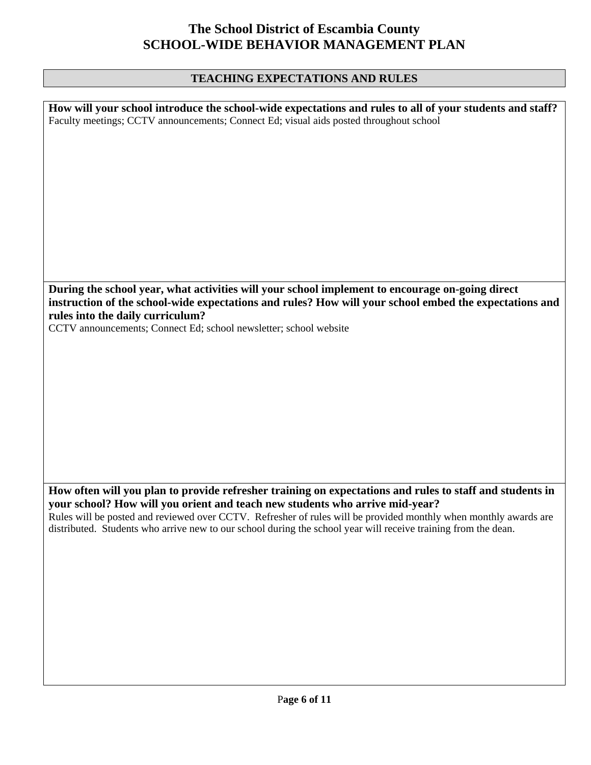# The School District of Escambia County
# SCHOOL-WIDE BEHAVIOR MANAGEMENT PLAN

## TEACHING EXPECTATIONS AND RULES

**How will your school introduce the school-wide expectations and rules to all of your students and staff?**

Faculty meetings; CCTV announcements; Connect Ed; visual aids posted throughout school

**During the school year, what activities will your school implement to encourage on-going direct instruction of the school-wide expectations and rules? How will your school embed the expectations and rules into the daily curriculum?**

CCTV announcements; Connect Ed; school newsletter; school website

**How often will you plan to provide refresher training on expectations and rules to staff and students in your school? How will you orient and teach new students who arrive mid-year?**

Rules will be posted and reviewed over CCTV. Refresher of rules will be provided monthly when monthly awards are distributed. Students who arrive new to our school during the school year will receive training from the dean.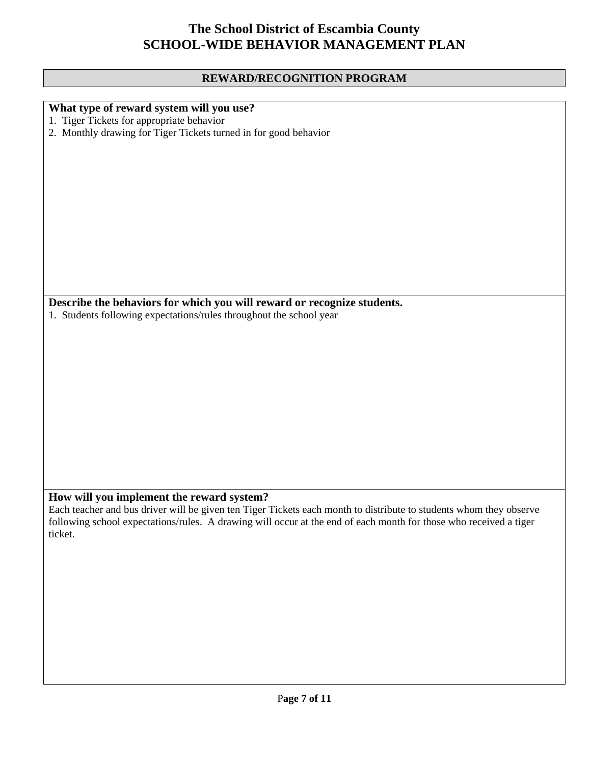# The School District of Escambia County
# SCHOOL-WIDE BEHAVIOR MANAGEMENT PLAN

## REWARD/RECOGNITION PROGRAM

**What type of reward system will you use?**

1. Tiger Tickets for appropriate behavior
2. Monthly drawing for Tiger Tickets turned in for good behavior

**Describe the behaviors for which you will reward or recognize students.**

1. Students following expectations/rules throughout the school year

**How will you implement the reward system?**

Each teacher and bus driver will be given ten Tiger Tickets each month to distribute to students whom they observe following school expectations/rules. A drawing will occur at the end of each month for those who received a tiger ticket.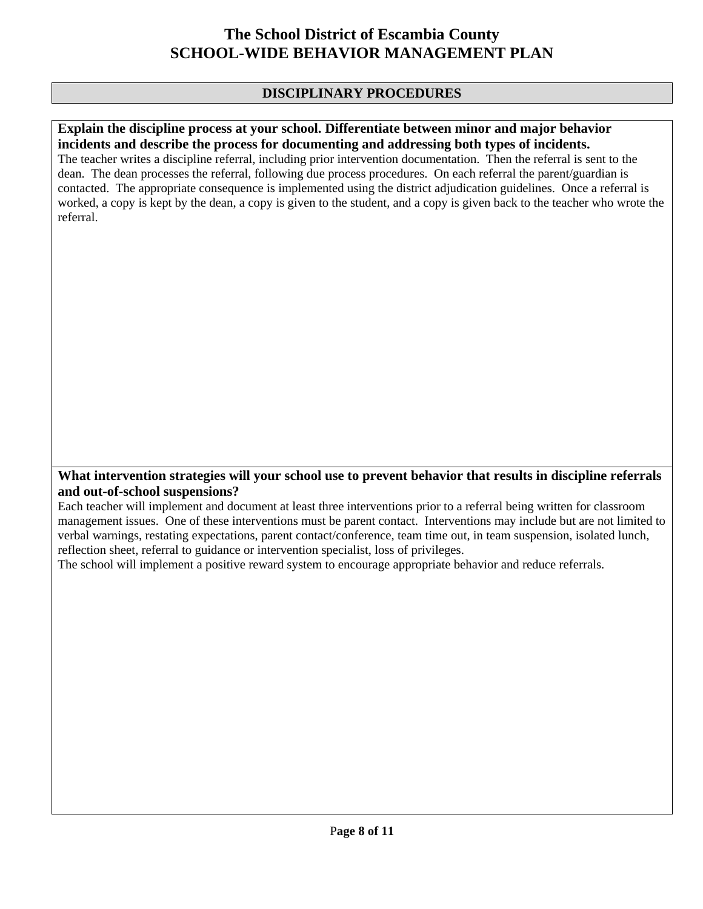# The School District of Escambia County
# SCHOOL-WIDE BEHAVIOR MANAGEMENT PLAN

## DISCIPLINARY PROCEDURES

**Explain the discipline process at your school. Differentiate between minor and major behavior incidents and describe the process for documenting and addressing both types of incidents.**

The teacher writes a discipline referral, including prior intervention documentation. Then the referral is sent to the dean. The dean processes the referral, following due process procedures. On each referral the parent/guardian is contacted. The appropriate consequence is implemented using the district adjudication guidelines. Once a referral is worked, a copy is kept by the dean, a copy is given to the student, and a copy is given back to the teacher who wrote the referral.

**What intervention strategies will your school use to prevent behavior that results in discipline referrals and out-of-school suspensions?**

Each teacher will implement and document at least three interventions prior to a referral being written for classroom management issues. One of these interventions must be parent contact. Interventions may include but are not limited to verbal warnings, restating expectations, parent contact/conference, team time out, in team suspension, isolated lunch, reflection sheet, referral to guidance or intervention specialist, loss of privileges.

The school will implement a positive reward system to encourage appropriate behavior and reduce referrals.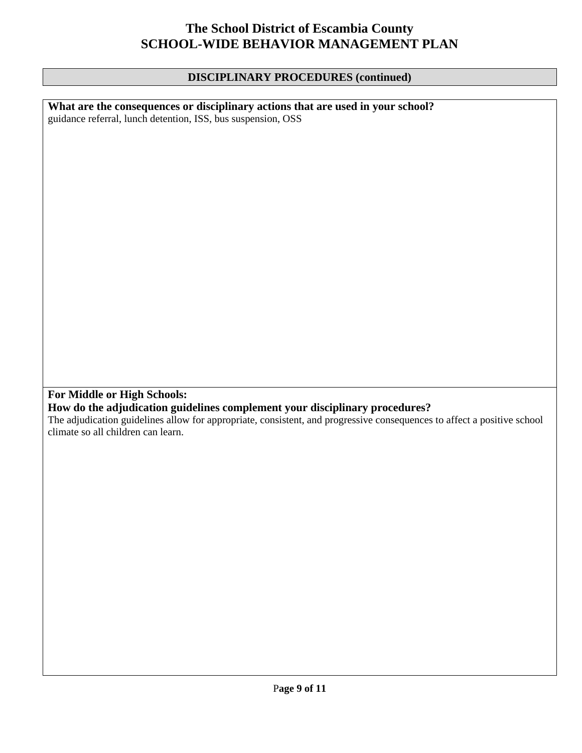# The School District of Escambia County
# SCHOOL-WIDE BEHAVIOR MANAGEMENT PLAN

## DISCIPLINARY PROCEDURES (continued)

**What are the consequences or disciplinary actions that are used in your school?**

guidance referral, lunch detention, ISS, bus suspension, OSS

**For Middle or High Schools:**
**How do the adjudication guidelines complement your disciplinary procedures?**

The adjudication guidelines allow for appropriate, consistent, and progressive consequences to affect a positive school climate so all children can learn.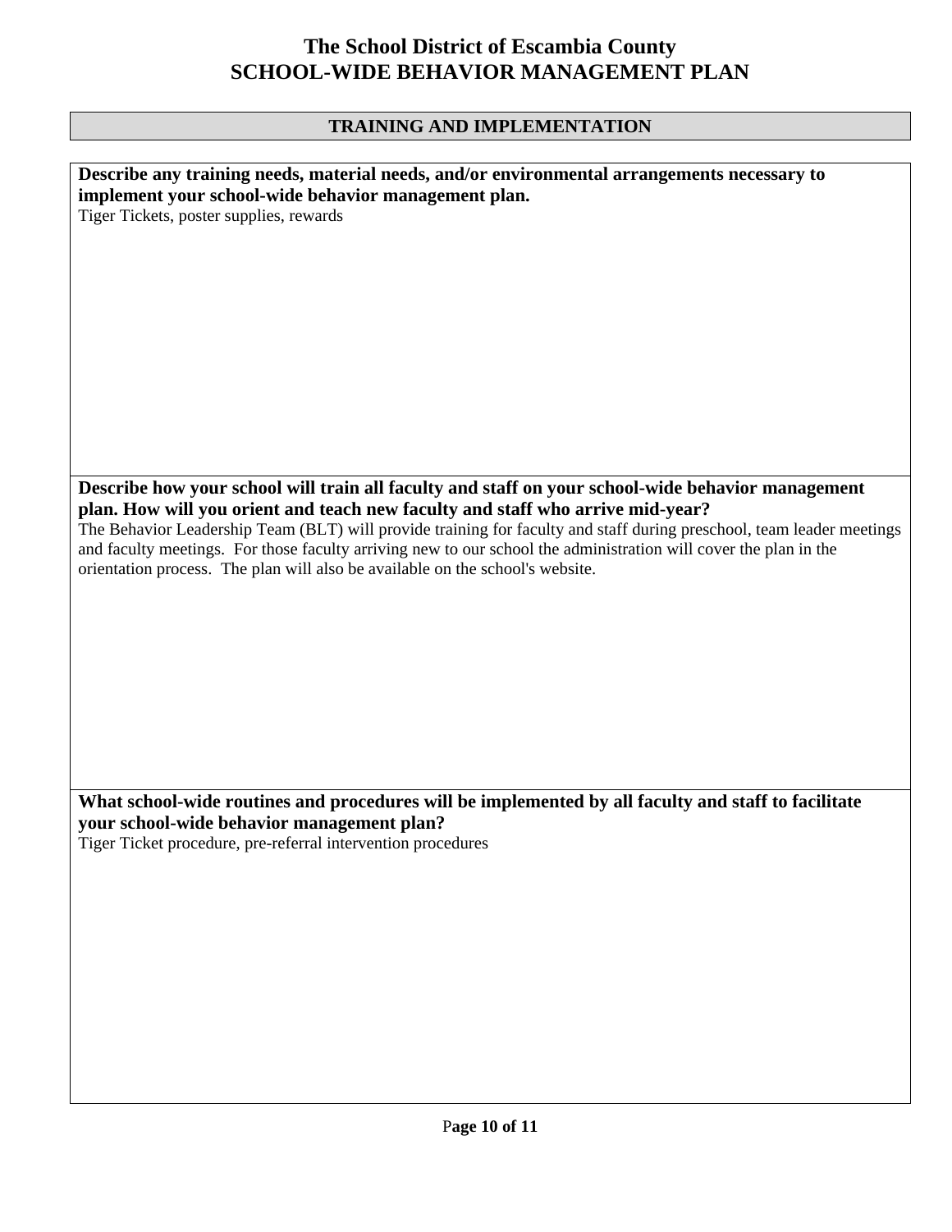# The School District of Escambia County
# SCHOOL-WIDE BEHAVIOR MANAGEMENT PLAN

## TRAINING AND IMPLEMENTATION

**Describe any training needs, material needs, and/or environmental arrangements necessary to implement your school-wide behavior management plan.**

Tiger Tickets, poster supplies, rewards

**Describe how your school will train all faculty and staff on your school-wide behavior management plan. How will you orient and teach new faculty and staff who arrive mid-year?**

The Behavior Leadership Team (BLT) will provide training for faculty and staff during preschool, team leader meetings and faculty meetings. For those faculty arriving new to our school the administration will cover the plan in the orientation process. The plan will also be available on the school's website.

**What school-wide routines and procedures will be implemented by all faculty and staff to facilitate your school-wide behavior management plan?**

Tiger Ticket procedure, pre-referral intervention procedures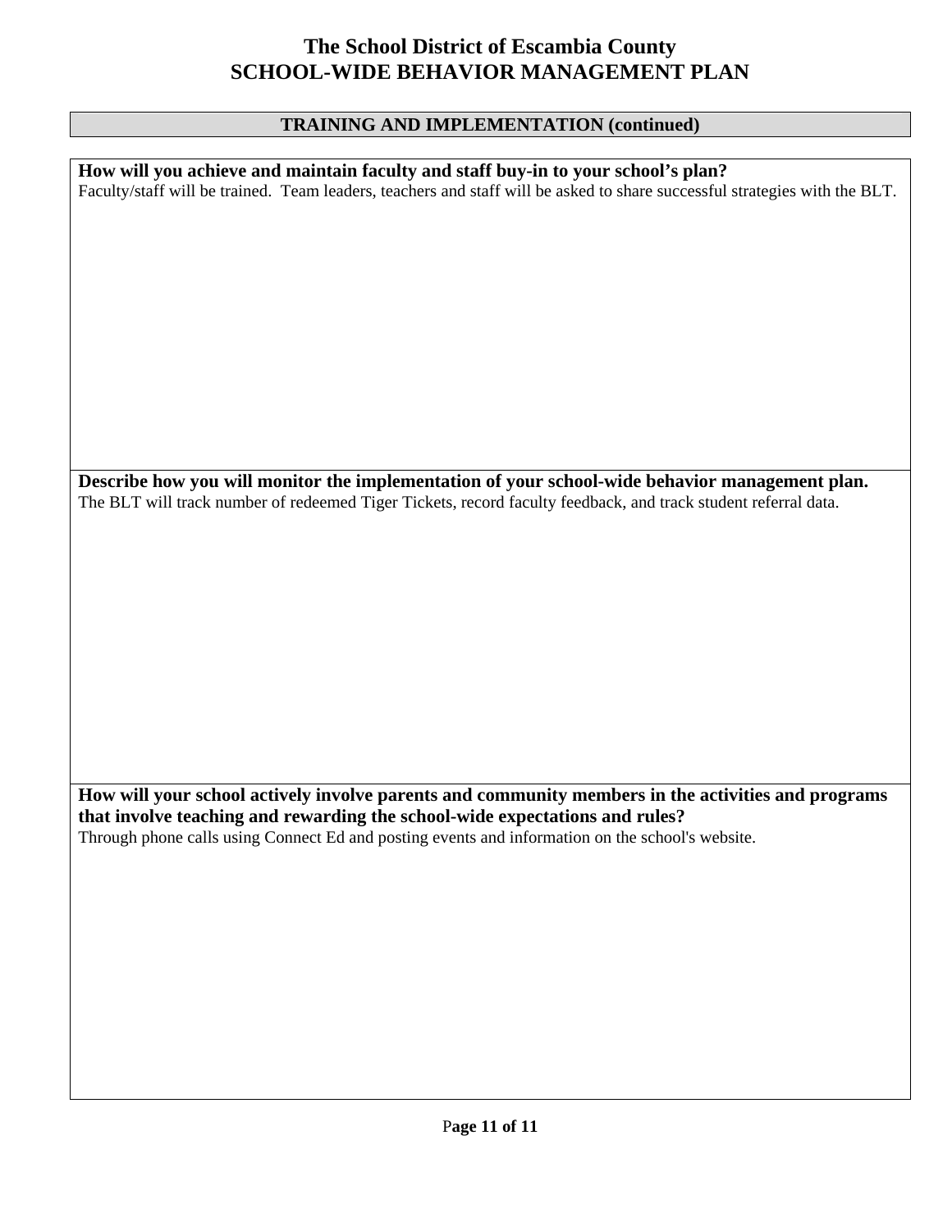# The School District of Escambia County
# SCHOOL-WIDE BEHAVIOR MANAGEMENT PLAN

## TRAINING AND IMPLEMENTATION (continued)

**How will you achieve and maintain faculty and staff buy-in to your school's plan?**

Faculty/staff will be trained. Team leaders, teachers and staff will be asked to share successful strategies with the BLT.

**Describe how you will monitor the implementation of your school-wide behavior management plan.**

The BLT will track number of redeemed Tiger Tickets, record faculty feedback, and track student referral data.

**How will your school actively involve parents and community members in the activities and programs that involve teaching and rewarding the school-wide expectations and rules?**

Through phone calls using Connect Ed and posting events and information on the school's website.